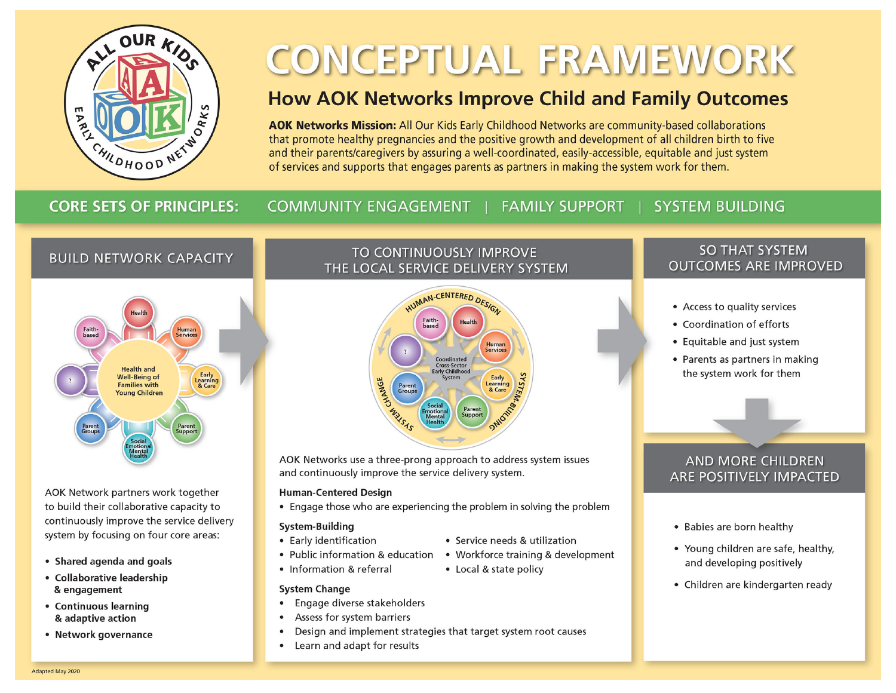# CONCEPTUAL FRAMEWORK

## How AOK Networks Improve Child and Family Outcomes

**AOK Networks Mission:** All Our Kids Early Childhood Networks are community-based collaborations that promote healthy pregnancies and the positive growth and development of all children birth to five and their parents/caregivers by assuring a well-coordinated, easily-accessible, equitable and just system of services and supports that engages parents as partners in making the system work for them.

**CORE SETS OF PRINCIPLES:** COMMUNITY ENGAGEMENT | FAMILY SUPPORT | SYSTEM BUILDING

### BUILD NETWORK CAPACITY

Health and Well-Being of Families with Young Children: Health, Human Services, Early Learning & Care, Parent Support, Social Emotional Mental Health, Parent Groups, ?, Faith-based

AOK Network partners work together to build their collaborative capacity to continuously improve the service delivery system by focusing on four core areas:

- **Shared agenda and goals**
- **Collaborative leadership & engagement**
- **Continuous learning & adaptive action**
- **Network governance**

### TO CONTINUOUSLY IMPROVE THE LOCAL SERVICE DELIVERY SYSTEM

Human-Centered Design, System-Building, System Change — Coordinated Cross-Sector Early Childhood System: Faith-based, Health, Human Services, Early Learning & Care, Parent Support, Social Emotional Mental Health, Parent Groups, ?

AOK Networks use a three-prong approach to address system issues and continuously improve the service delivery system.

**Human-Centered Design**

- Engage those who are experiencing the problem in solving the problem

**System-Building**

- Early identification
- Public information & education
- Information & referral
- Service needs & utilization
- Workforce training & development
- Local & state policy

**System Change**

- Engage diverse stakeholders
- Assess for system barriers
- Design and implement strategies that target system root causes
- Learn and adapt for results

### SO THAT SYSTEM OUTCOMES ARE IMPROVED

- Access to quality services
- Coordination of efforts
- Equitable and just system
- Parents as partners in making the system work for them

### AND MORE CHILDREN ARE POSITIVELY IMPACTED

- Babies are born healthy
- Young children are safe, healthy, and developing positively
- Children are kindergarten ready

Adapted May 2020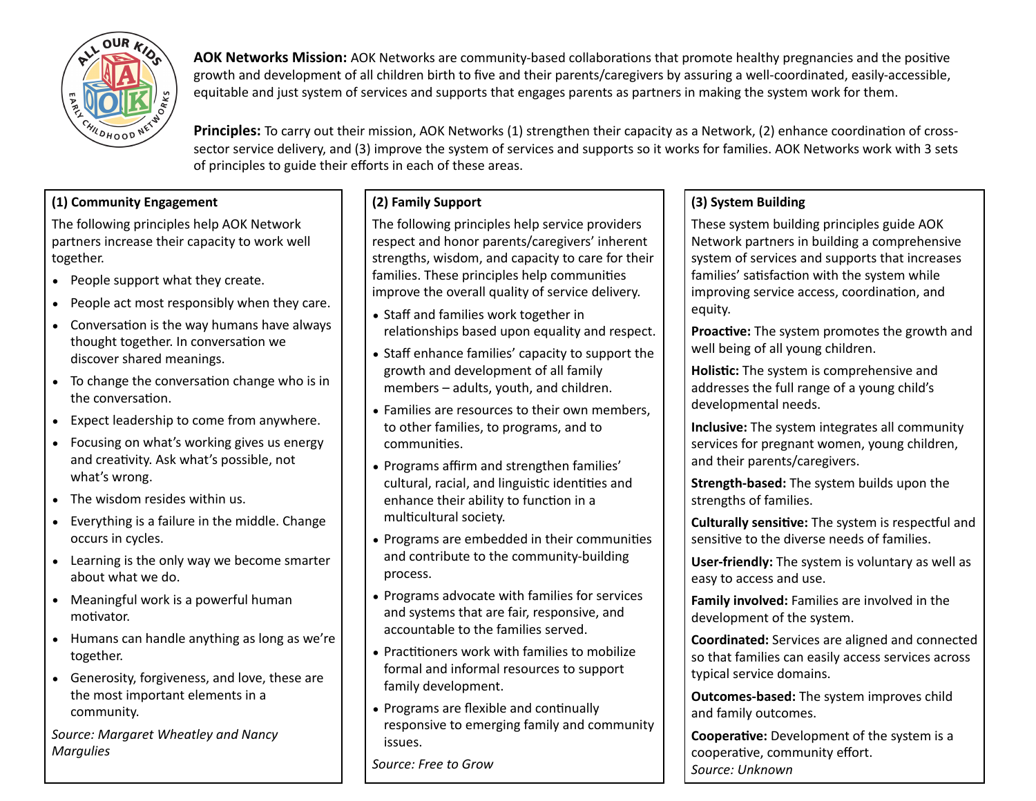**AOK Networks Mission:** AOK Networks are community-based collaborations that promote healthy pregnancies and the positive growth and development of all children birth to five and their parents/caregivers by assuring a well-coordinated, easily-accessible, equitable and just system of services and supports that engages parents as partners in making the system work for them.

**Principles:** To carry out their mission, AOK Networks (1) strengthen their capacity as a Network, (2) enhance coordination of cross-sector service delivery, and (3) improve the system of services and supports so it works for families. AOK Networks work with 3 sets of principles to guide their efforts in each of these areas.

### (1) Community Engagement

The following principles help AOK Network partners increase their capacity to work well together.

- People support what they create.
- People act most responsibly when they care.
- Conversation is the way humans have always thought together. In conversation we discover shared meanings.
- To change the conversation change who is in the conversation.
- Expect leadership to come from anywhere.
- Focusing on what's working gives us energy and creativity. Ask what's possible, not what's wrong.
- The wisdom resides within us.
- Everything is a failure in the middle. Change occurs in cycles.
- Learning is the only way we become smarter about what we do.
- Meaningful work is a powerful human motivator.
- Humans can handle anything as long as we're together.
- Generosity, forgiveness, and love, these are the most important elements in a community.

*Source: Margaret Wheatley and Nancy Margulies*

### (2) Family Support

The following principles help service providers respect and honor parents/caregivers' inherent strengths, wisdom, and capacity to care for their families. These principles help communities improve the overall quality of service delivery.

- Staff and families work together in relationships based upon equality and respect.
- Staff enhance families' capacity to support the growth and development of all family members – adults, youth, and children.
- Families are resources to their own members, to other families, to programs, and to communities.
- Programs affirm and strengthen families' cultural, racial, and linguistic identities and enhance their ability to function in a multicultural society.
- Programs are embedded in their communities and contribute to the community-building process.
- Programs advocate with families for services and systems that are fair, responsive, and accountable to the families served.
- Practitioners work with families to mobilize formal and informal resources to support family development.
- Programs are flexible and continually responsive to emerging family and community issues.

*Source: Free to Grow*

### (3) System Building

These system building principles guide AOK Network partners in building a comprehensive system of services and supports that increases families' satisfaction with the system while improving service access, coordination, and equity.

**Proactive:** The system promotes the growth and well being of all young children.

**Holistic:** The system is comprehensive and addresses the full range of a young child's developmental needs.

**Inclusive:** The system integrates all community services for pregnant women, young children, and their parents/caregivers.

**Strength-based:** The system builds upon the strengths of families.

**Culturally sensitive:** The system is respectful and sensitive to the diverse needs of families.

**User-friendly:** The system is voluntary as well as easy to access and use.

**Family involved:** Families are involved in the development of the system.

**Coordinated:** Services are aligned and connected so that families can easily access services across typical service domains.

**Outcomes-based:** The system improves child and family outcomes.

**Cooperative:** Development of the system is a cooperative, community effort.

*Source: Unknown*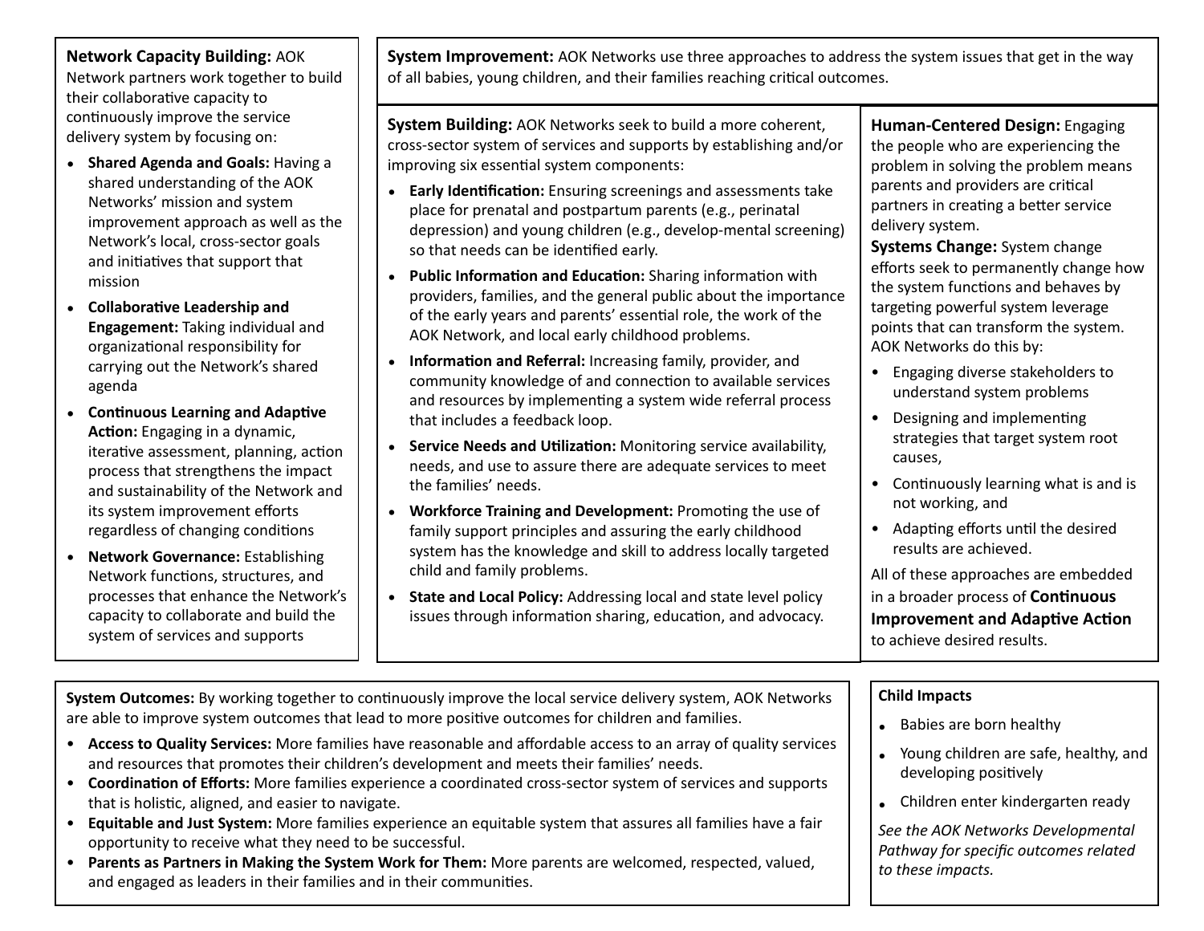**Network Capacity Building:** AOK Network partners work together to build their collaborative capacity to continuously improve the service delivery system by focusing on:

- **Shared Agenda and Goals:** Having a shared understanding of the AOK Networks' mission and system improvement approach as well as the Network's local, cross-sector goals and initiatives that support that mission
- **Collaborative Leadership and Engagement:** Taking individual and organizational responsibility for carrying out the Network's shared agenda
- **Continuous Learning and Adaptive Action:** Engaging in a dynamic, iterative assessment, planning, action process that strengthens the impact and sustainability of the Network and its system improvement efforts regardless of changing conditions
- **Network Governance:** Establishing Network functions, structures, and processes that enhance the Network's capacity to collaborate and build the system of services and supports

**System Improvement:** AOK Networks use three approaches to address the system issues that get in the way of all babies, young children, and their families reaching critical outcomes.

**System Building:** AOK Networks seek to build a more coherent, cross-sector system of services and supports by establishing and/or improving six essential system components:

- **Early Identification:** Ensuring screenings and assessments take place for prenatal and postpartum parents (e.g., perinatal depression) and young children (e.g., develop-mental screening) so that needs can be identified early.
- **Public Information and Education:** Sharing information with providers, families, and the general public about the importance of the early years and parents' essential role, the work of the AOK Network, and local early childhood problems.
- **Information and Referral:** Increasing family, provider, and community knowledge of and connection to available services and resources by implementing a system wide referral process that includes a feedback loop.
- **Service Needs and Utilization:** Monitoring service availability, needs, and use to assure there are adequate services to meet the families' needs.
- **Workforce Training and Development:** Promoting the use of family support principles and assuring the early childhood system has the knowledge and skill to address locally targeted child and family problems.
- **State and Local Policy:** Addressing local and state level policy issues through information sharing, education, and advocacy.

**Human-Centered Design:** Engaging the people who are experiencing the problem in solving the problem means parents and providers are critical partners in creating a better service delivery system.

**Systems Change:** System change efforts seek to permanently change how the system functions and behaves by targeting powerful system leverage points that can transform the system. AOK Networks do this by:

- Engaging diverse stakeholders to understand system problems
- Designing and implementing strategies that target system root causes,
- Continuously learning what is and is not working, and
- Adapting efforts until the desired results are achieved.

All of these approaches are embedded in a broader process of **Continuous Improvement and Adaptive Action** to achieve desired results.

**System Outcomes:** By working together to continuously improve the local service delivery system, AOK Networks are able to improve system outcomes that lead to more positive outcomes for children and families.

- **Access to Quality Services:** More families have reasonable and affordable access to an array of quality services and resources that promotes their children's development and meets their families' needs.
- **Coordination of Efforts:** More families experience a coordinated cross-sector system of services and supports that is holistic, aligned, and easier to navigate.
- **Equitable and Just System:** More families experience an equitable system that assures all families have a fair opportunity to receive what they need to be successful.
- **Parents as Partners in Making the System Work for Them:** More parents are welcomed, respected, valued, and engaged as leaders in their families and in their communities.

**Child Impacts**

- Babies are born healthy
- Young children are safe, healthy, and developing positively
- Children enter kindergarten ready

*See the AOK Networks Developmental Pathway for specific outcomes related to these impacts.*